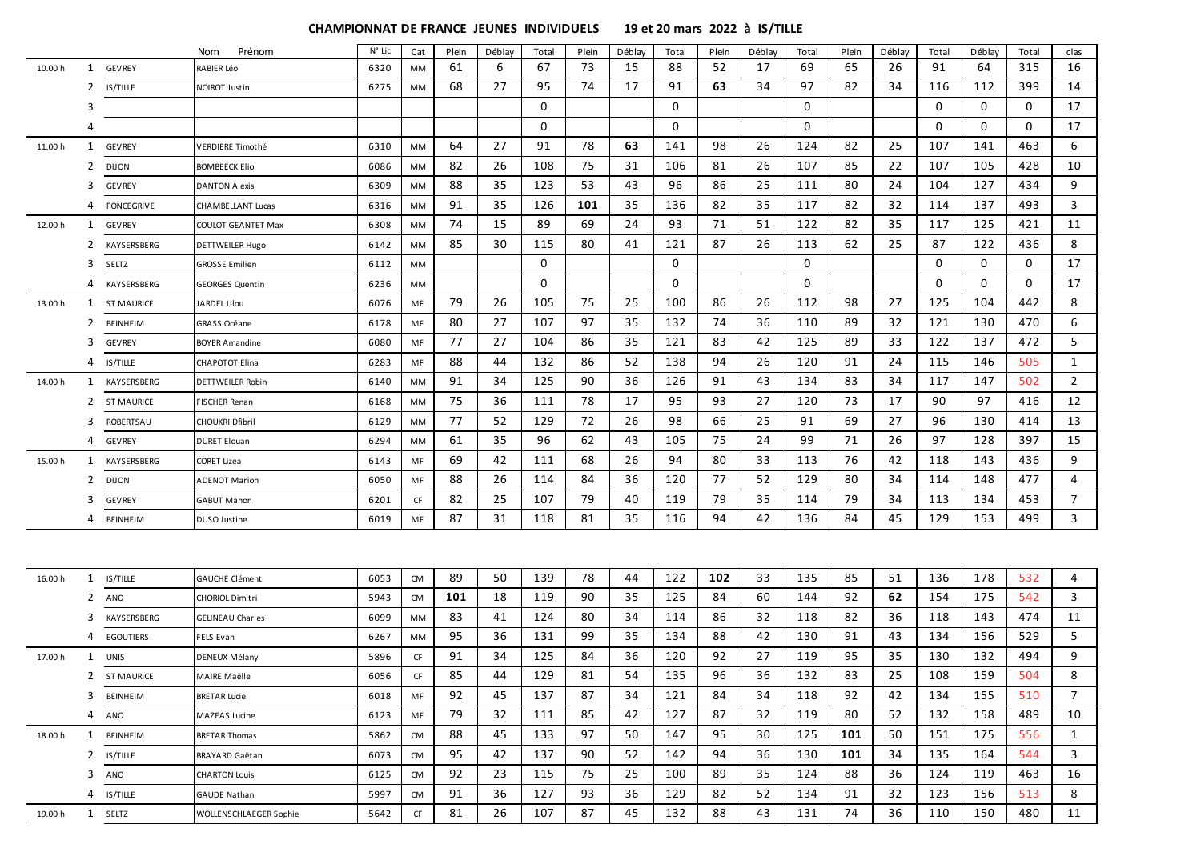# CHAMPIONNAT DE FRANCE JEUNES INDIVIDUELS 19 et 20 mars 2022 à IS/TILLE

| | | | Nom Prénom | N° Lic | Cat | Plein | Déblay | Total | Plein | Déblay | Total | Plein | Déblay | Total | Plein | Déblay | Total | Déblay | Total | clas |
|---|---|---|---|---|---|---|---|---|---|---|---|---|---|---|---|---|---|---|---|---|
| 10.00 h | 1 | GEVREY | RABIER Léo | 6320 | MM | 61 | 6 | 67 | 73 | 15 | 88 | 52 | 17 | 69 | 65 | 26 | 91 | 64 | 315 | 16 |
| | 2 | IS/TILLE | NOIROT Justin | 6275 | MM | 68 | 27 | 95 | 74 | 17 | 91 | 63 | 34 | 97 | 82 | 34 | 116 | 112 | 399 | 14 |
| | 3 | | | | | | | 0 | | | 0 | | | 0 | | | 0 | 0 | 0 | 17 |
| | 4 | | | | | | | 0 | | | 0 | | | 0 | | | 0 | 0 | 0 | 17 |
| 11.00 h | 1 | GEVREY | VERDIERE Timothé | 6310 | MM | 64 | 27 | 91 | 78 | 63 | 141 | 98 | 26 | 124 | 82 | 25 | 107 | 141 | 463 | 6 |
| | 2 | DIJON | BOMBEECK Elio | 6086 | MM | 82 | 26 | 108 | 75 | 31 | 106 | 81 | 26 | 107 | 85 | 22 | 107 | 105 | 428 | 10 |
| | 3 | GEVREY | DANTON Alexis | 6309 | MM | 88 | 35 | 123 | 53 | 43 | 96 | 86 | 25 | 111 | 80 | 24 | 104 | 127 | 434 | 9 |
| | 4 | FONCEGRIVE | CHAMBELLANT Lucas | 6316 | MM | 91 | 35 | 126 | 101 | 35 | 136 | 82 | 35 | 117 | 82 | 32 | 114 | 137 | 493 | 3 |
| 12.00 h | 1 | GEVREY | COULOT GEANTET Max | 6308 | MM | 74 | 15 | 89 | 69 | 24 | 93 | 71 | 51 | 122 | 82 | 35 | 117 | 125 | 421 | 11 |
| | 2 | KAYSERSBERG | DETTWEILER Hugo | 6142 | MM | 85 | 30 | 115 | 80 | 41 | 121 | 87 | 26 | 113 | 62 | 25 | 87 | 122 | 436 | 8 |
| | 3 | SELTZ | GROSSE Emilien | 6112 | MM | | | 0 | | | 0 | | | 0 | | | 0 | 0 | 0 | 17 |
| | 4 | KAYSERSBERG | GEORGES Quentin | 6236 | MM | | | 0 | | | 0 | | | 0 | | | 0 | 0 | 0 | 17 |
| 13.00 h | 1 | ST MAURICE | JARDEL Lilou | 6076 | MF | 79 | 26 | 105 | 75 | 25 | 100 | 86 | 26 | 112 | 98 | 27 | 125 | 104 | 442 | 8 |
| | 2 | BEINHEIM | GRASS Océane | 6178 | MF | 80 | 27 | 107 | 97 | 35 | 132 | 74 | 36 | 110 | 89 | 32 | 121 | 130 | 470 | 6 |
| | 3 | GEVREY | BOYER Amandine | 6080 | MF | 77 | 27 | 104 | 86 | 35 | 121 | 83 | 42 | 125 | 89 | 33 | 122 | 137 | 472 | 5 |
| | 4 | IS/TILLE | CHAPOTOT Elina | 6283 | MF | 88 | 44 | 132 | 86 | 52 | 138 | 94 | 26 | 120 | 91 | 24 | 115 | 146 | 505 | 1 |
| 14.00 h | 1 | KAYSERSBERG | DETTWEILER Robin | 6140 | MM | 91 | 34 | 125 | 90 | 36 | 126 | 91 | 43 | 134 | 83 | 34 | 117 | 147 | 502 | 2 |
| | 2 | ST MAURICE | FISCHER Renan | 6168 | MM | 75 | 36 | 111 | 78 | 17 | 95 | 93 | 27 | 120 | 73 | 17 | 90 | 97 | 416 | 12 |
| | 3 | ROBERTSAU | CHOUKRI Dfibril | 6129 | MM | 77 | 52 | 129 | 72 | 26 | 98 | 66 | 25 | 91 | 69 | 27 | 96 | 130 | 414 | 13 |
| | 4 | GEVREY | DURET Elouan | 6294 | MM | 61 | 35 | 96 | 62 | 43 | 105 | 75 | 24 | 99 | 71 | 26 | 97 | 128 | 397 | 15 |
| 15.00 h | 1 | KAYSERSBERG | CORET Lizea | 6143 | MF | 69 | 42 | 111 | 68 | 26 | 94 | 80 | 33 | 113 | 76 | 42 | 118 | 143 | 436 | 9 |
| | 2 | DIJON | ADENOT Marion | 6050 | MF | 88 | 26 | 114 | 84 | 36 | 120 | 77 | 52 | 129 | 80 | 34 | 114 | 148 | 477 | 4 |
| | 3 | GEVREY | GABUT Manon | 6201 | CF | 82 | 25 | 107 | 79 | 40 | 119 | 79 | 35 | 114 | 79 | 34 | 113 | 134 | 453 | 7 |
| | 4 | BEINHEIM | DUSO Justine | 6019 | MF | 87 | 31 | 118 | 81 | 35 | 116 | 94 | 42 | 136 | 84 | 45 | 129 | 153 | 499 | 3 |

| | | | | | | | | | | | | | | | | | | | | |
|---|---|---|---|---|---|---|---|---|---|---|---|---|---|---|---|---|---|---|---|---|
| 16.00 h | 1 | IS/TILLE | GAUCHE Clément | 6053 | CM | 89 | 50 | 139 | 78 | 44 | 122 | 102 | 33 | 135 | 85 | 51 | 136 | 178 | 532 | 4 |
| | 2 | ANO | CHORIOL Dimitri | 5943 | CM | 101 | 18 | 119 | 90 | 35 | 125 | 84 | 60 | 144 | 92 | 62 | 154 | 175 | 542 | 3 |
| | 3 | KAYSERSBERG | GELINEAU Charles | 6099 | MM | 83 | 41 | 124 | 80 | 34 | 114 | 86 | 32 | 118 | 82 | 36 | 118 | 143 | 474 | 11 |
| | 4 | EGOUTIERS | FELS Evan | 6267 | MM | 95 | 36 | 131 | 99 | 35 | 134 | 88 | 42 | 130 | 91 | 43 | 134 | 156 | 529 | 5 |
| 17.00 h | 1 | UNIS | DENEUX Mélany | 5896 | CF | 91 | 34 | 125 | 84 | 36 | 120 | 92 | 27 | 119 | 95 | 35 | 130 | 132 | 494 | 9 |
| | 2 | ST MAURICE | MAIRE Maëlle | 6056 | CF | 85 | 44 | 129 | 81 | 54 | 135 | 96 | 36 | 132 | 83 | 25 | 108 | 159 | 504 | 8 |
| | 3 | BEINHEIM | BRETAR Lucie | 6018 | MF | 92 | 45 | 137 | 87 | 34 | 121 | 84 | 34 | 118 | 92 | 42 | 134 | 155 | 510 | 7 |
| | 4 | ANO | MAZEAS Lucine | 6123 | MF | 79 | 32 | 111 | 85 | 42 | 127 | 87 | 32 | 119 | 80 | 52 | 132 | 158 | 489 | 10 |
| 18.00 h | 1 | BEINHEIM | BRETAR Thomas | 5862 | CM | 88 | 45 | 133 | 97 | 50 | 147 | 95 | 30 | 125 | 101 | 50 | 151 | 175 | 556 | 1 |
| | 2 | IS/TILLE | BRAYARD Gaëtan | 6073 | CM | 95 | 42 | 137 | 90 | 52 | 142 | 94 | 36 | 130 | 101 | 34 | 135 | 164 | 544 | 3 |
| | 3 | ANO | CHARTON Louis | 6125 | CM | 92 | 23 | 115 | 75 | 25 | 100 | 89 | 35 | 124 | 88 | 36 | 124 | 119 | 463 | 16 |
| | 4 | IS/TILLE | GAUDE Nathan | 5997 | CM | 91 | 36 | 127 | 93 | 36 | 129 | 82 | 52 | 134 | 91 | 32 | 123 | 156 | 513 | 8 |
| 19.00 h | 1 | SELTZ | WOLLENSCHLAEGER Sophie | 5642 | CF | 81 | 26 | 107 | 87 | 45 | 132 | 88 | 43 | 131 | 74 | 36 | 110 | 150 | 480 | 11 |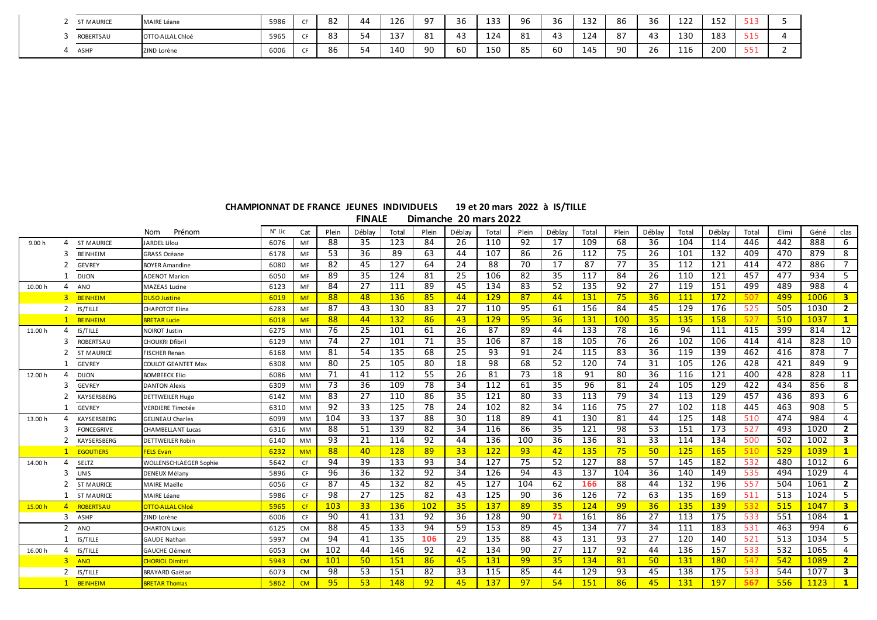| | | | | | | | | | | | | | | | | | | | | | |
|---|---|---|---|---|---|---|---|---|---|---|---|---|---|---|---|---|---|---|---|---|---|
| | 2 | ST MAURICE | MAIRE Léane | 5986 | CF | 82 | 44 | 126 | 97 | 36 | 133 | 96 | 36 | 132 | 86 | 36 | 122 | 152 | 513 | 5 | |
| | 3 | ROBERTSAU | OTTO-ALLAL Chloé | 5965 | CF | 83 | 54 | 137 | 81 | 43 | 124 | 81 | 43 | 124 | 87 | 43 | 130 | 183 | 515 | 4 | |
| | 4 | ASHP | ZIND Lorène | 6006 | CF | 86 | 54 | 140 | 90 | 60 | 150 | 85 | 60 | 145 | 90 | 26 | 116 | 200 | 551 | 2 | |

**CHAMPIONNAT DE FRANCE JEUNES INDIVIDUELS 19 et 20 mars 2022 à IS/TILLE**

**FINALE Dimanche 20 mars 2022**

| | | | Nom Prénom | N° Lic | Cat | Plein | Déblay | Total | Plein | Déblay | Total | Plein | Déblay | Total | Plein | Déblay | Total | Déblay | Total | Elimi | Géné | clas |
|---|---|---|---|---|---|---|---|---|---|---|---|---|---|---|---|---|---|---|---|---|---|---|
| 9.00 h | 4 | ST MAURICE | JARDEL Lilou | 6076 | MF | 88 | 35 | 123 | 84 | 26 | 110 | 92 | 17 | 109 | 68 | 36 | 104 | 114 | 446 | 442 | 888 | 6 |
| | 3 | BEINHEIM | GRASS Océane | 6178 | MF | 53 | 36 | 89 | 63 | 44 | 107 | 86 | 26 | 112 | 75 | 26 | 101 | 132 | 409 | 470 | 879 | 8 |
| | 2 | GEVREY | BOYER Amandine | 6080 | MF | 82 | 45 | 127 | 64 | 24 | 88 | 70 | 17 | 87 | 77 | 35 | 112 | 121 | 414 | 472 | 886 | 7 |
| | 1 | DIJON | ADENOT Marion | 6050 | MF | 89 | 35 | 124 | 81 | 25 | 106 | 82 | 35 | 117 | 84 | 26 | 110 | 121 | 457 | 477 | 934 | 5 |
| 10.00 h | 4 | ANO | MAZEAS Lucine | 6123 | MF | 84 | 27 | 111 | 89 | 45 | 134 | 83 | 52 | 135 | 92 | 27 | 119 | 151 | 499 | 489 | 988 | 4 |
| | 3 | BEINHEIM | DUSO Justine | 6019 | MF | 88 | 48 | 136 | 85 | 44 | 129 | 87 | 44 | 131 | 75 | 36 | 111 | 172 | 507 | 499 | 1006 | **3** |
| | 2 | IS/TILLE | CHAPOTOT Elina | 6283 | MF | 87 | 43 | 130 | 83 | 27 | 110 | 95 | 61 | 156 | 84 | 45 | 129 | 176 | 525 | 505 | 1030 | **2** |
| | 1 | BEINHEIM | BRETAR Lucie | 6018 | MF | 88 | 44 | 132 | 86 | 43 | 129 | 95 | 36 | 131 | 100 | 35 | 135 | 158 | 527 | 510 | 1037 | **1** |
| 11.00 h | 4 | IS/TILLE | NOIROT Justin | 6275 | MM | 76 | 25 | 101 | 61 | 26 | 87 | 89 | 44 | 133 | 78 | 16 | 94 | 111 | 415 | 399 | 814 | 12 |
| | 3 | ROBERTSAU | CHOUKRI Dfibril | 6129 | MM | 74 | 27 | 101 | 71 | 35 | 106 | 87 | 18 | 105 | 76 | 26 | 102 | 106 | 414 | 414 | 828 | 10 |
| | 2 | ST MAURICE | FISCHER Renan | 6168 | MM | 81 | 54 | 135 | 68 | 25 | 93 | 91 | 24 | 115 | 83 | 36 | 119 | 139 | 462 | 416 | 878 | 7 |
| | 1 | GEVREY | COULOT GEANTET Max | 6308 | MM | 80 | 25 | 105 | 80 | 18 | 98 | 68 | 52 | 120 | 74 | 31 | 105 | 126 | 428 | 421 | 849 | 9 |
| 12.00 h | 4 | DIJON | BOMBEECK Elio | 6086 | MM | 71 | 41 | 112 | 55 | 26 | 81 | 73 | 18 | 91 | 80 | 36 | 116 | 121 | 400 | 428 | 828 | 11 |
| | 3 | GEVREY | DANTON Alexis | 6309 | MM | 73 | 36 | 109 | 78 | 34 | 112 | 61 | 35 | 96 | 81 | 24 | 105 | 129 | 422 | 434 | 856 | 8 |
| | 2 | KAYSERSBERG | DETTWEILER Hugo | 6142 | MM | 83 | 27 | 110 | 86 | 35 | 121 | 80 | 33 | 113 | 79 | 34 | 113 | 129 | 457 | 436 | 893 | 6 |
| | 1 | GEVREY | VERDIERE Timotée | 6310 | MM | 92 | 33 | 125 | 78 | 24 | 102 | 82 | 34 | 116 | 75 | 27 | 102 | 118 | 445 | 463 | 908 | 5 |
| 13.00 h | 4 | KAYSERSBERG | GELINEAU Charles | 6099 | MM | 104 | 33 | 137 | 88 | 30 | 118 | 89 | 41 | 130 | 81 | 44 | 125 | 148 | 510 | 474 | 984 | 4 |
| | 3 | FONCEGRIVE | CHAMBELLANT Lucas | 6316 | MM | 88 | 51 | 139 | 82 | 34 | 116 | 86 | 35 | 121 | 98 | 53 | 151 | 173 | 527 | 493 | 1020 | **2** |
| | 2 | KAYSERSBERG | DETTWEILER Robin | 6140 | MM | 93 | 21 | 114 | 92 | 44 | 136 | 100 | 36 | 136 | 81 | 33 | 114 | 134 | 500 | 502 | 1002 | **3** |
| | 1 | EGOUTIERS | FELS Evan | 6232 | MM | 88 | 40 | 128 | 89 | 33 | 122 | 93 | 42 | 135 | 75 | 50 | 125 | 165 | 510 | 529 | 1039 | **1** |
| 14.00 h | 4 | SELTZ | WOLLENSCHLAEGER Sophie | 5642 | CF | 94 | 39 | 133 | 93 | 34 | 127 | 75 | 52 | 127 | 88 | 57 | 145 | 182 | 532 | 480 | 1012 | 6 |
| | 3 | UNIS | DENEUX Mélany | 5896 | CF | 96 | 36 | 132 | 92 | 34 | 126 | 94 | 43 | 137 | 104 | 36 | 140 | 149 | 535 | 494 | 1029 | 4 |
| | 2 | ST MAURICE | MAIRE Maëlle | 6056 | CF | 87 | 45 | 132 | 82 | 45 | 127 | 104 | 62 | 166 | 88 | 44 | 132 | 196 | 557 | 504 | 1061 | **2** |
| | 1 | ST MAURICE | MAIRE Léane | 5986 | CF | 98 | 27 | 125 | 82 | 43 | 125 | 90 | 36 | 126 | 72 | 63 | 135 | 169 | 511 | 513 | 1024 | 5 |
| 15.00 h | 4 | ROBERTSAU | OTTO-ALLAL Chloé | 5965 | CF | 103 | 33 | 136 | 102 | 35 | 137 | 89 | 35 | 124 | 99 | 36 | 135 | 139 | 532 | 515 | 1047 | **3** |
| | 3 | ASHP | ZIND Lorène | 6006 | CF | 90 | 41 | 131 | 92 | 36 | 128 | 90 | 71 | 161 | 86 | 27 | 113 | 175 | 533 | 551 | 1084 | **1** |
| | 2 | ANO | CHARTON Louis | 6125 | CM | 88 | 45 | 133 | 94 | 59 | 153 | 89 | 45 | 134 | 77 | 34 | 111 | 183 | 531 | 463 | 994 | 6 |
| | 1 | IS/TILLE | GAUDE Nathan | 5997 | CM | 94 | 41 | 135 | 106 | 29 | 135 | 88 | 43 | 131 | 93 | 27 | 120 | 140 | 521 | 513 | 1034 | 5 |
| 16.00 h | 4 | IS/TILLE | GAUCHE Clément | 6053 | CM | 102 | 44 | 146 | 92 | 42 | 134 | 90 | 27 | 117 | 92 | 44 | 136 | 157 | 533 | 532 | 1065 | 4 |
| | 3 | ANO | CHORIOL Dimitri | 5943 | CM | 101 | 50 | 151 | 86 | 45 | 131 | 99 | 35 | 134 | 81 | 50 | 131 | 180 | 547 | 542 | 1089 | **2** |
| | 2 | IS/TILLE | BRAYARD Gaëtan | 6073 | CM | 98 | 53 | 151 | 82 | 33 | 115 | 85 | 44 | 129 | 93 | 45 | 138 | 175 | 533 | 544 | 1077 | **3** |
| | 1 | BEINHEIM | BRETAR Thomas | 5862 | CM | 95 | 53 | 148 | 92 | 45 | 137 | 97 | 54 | 151 | 86 | 45 | 131 | 197 | 567 | 556 | 1123 | **1** |